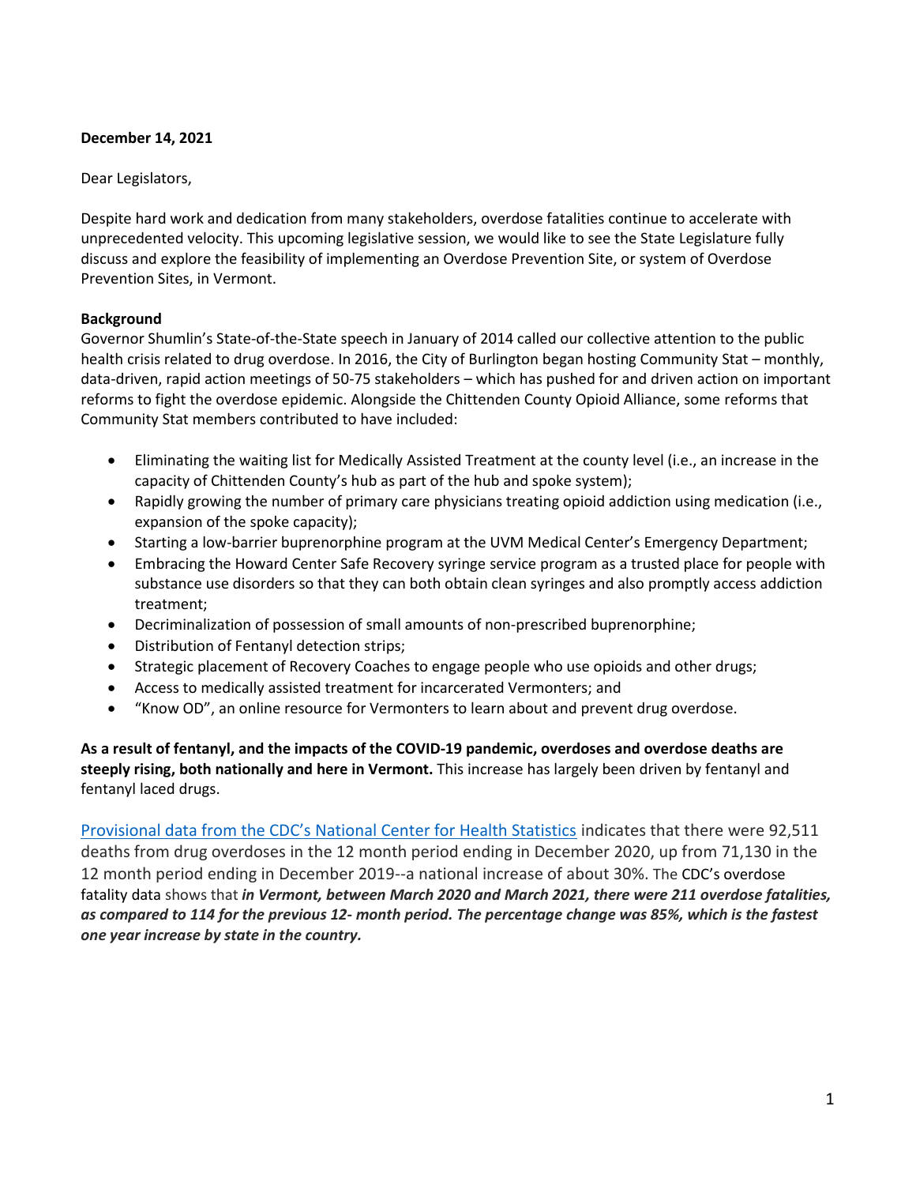**December 14, 2021**

Dear Legislators,

Despite hard work and dedication from many stakeholders, overdose fatalities continue to accelerate with unprecedented velocity. This upcoming legislative session, we would like to see the State Legislature fully discuss and explore the feasibility of implementing an Overdose Prevention Site, or system of Overdose Prevention Sites, in Vermont.

**Background**

Governor Shumlin's State-of-the-State speech in January of 2014 called our collective attention to the public health crisis related to drug overdose. In 2016, the City of Burlington began hosting Community Stat – monthly, data-driven, rapid action meetings of 50-75 stakeholders – which has pushed for and driven action on important reforms to fight the overdose epidemic. Alongside the Chittenden County Opioid Alliance, some reforms that Community Stat members contributed to have included:

- Eliminating the waiting list for Medically Assisted Treatment at the county level (i.e., an increase in the capacity of Chittenden County's hub as part of the hub and spoke system);
- Rapidly growing the number of primary care physicians treating opioid addiction using medication (i.e., expansion of the spoke capacity);
- Starting a low-barrier buprenorphine program at the UVM Medical Center's Emergency Department;
- Embracing the Howard Center Safe Recovery syringe service program as a trusted place for people with substance use disorders so that they can both obtain clean syringes and also promptly access addiction treatment;
- Decriminalization of possession of small amounts of non-prescribed buprenorphine;
- Distribution of Fentanyl detection strips;
- Strategic placement of Recovery Coaches to engage people who use opioids and other drugs;
- Access to medically assisted treatment for incarcerated Vermonters; and
- "Know OD", an online resource for Vermonters to learn about and prevent drug overdose.

**As a result of fentanyl, and the impacts of the COVID-19 pandemic, overdoses and overdose deaths are steeply rising, both nationally and here in Vermont.** This increase has largely been driven by fentanyl and fentanyl laced drugs.

Provisional data from the CDC's National Center for Health Statistics indicates that there were 92,511 deaths from drug overdoses in the 12 month period ending in December 2020, up from 71,130 in the 12 month period ending in December 2019--a national increase of about 30%. The CDC's overdose fatality data shows that ***in Vermont, between March 2020 and March 2021, there were 211 overdose fatalities, as compared to 114 for the previous 12- month period. The percentage change was 85%, which is the fastest one year increase by state in the country.***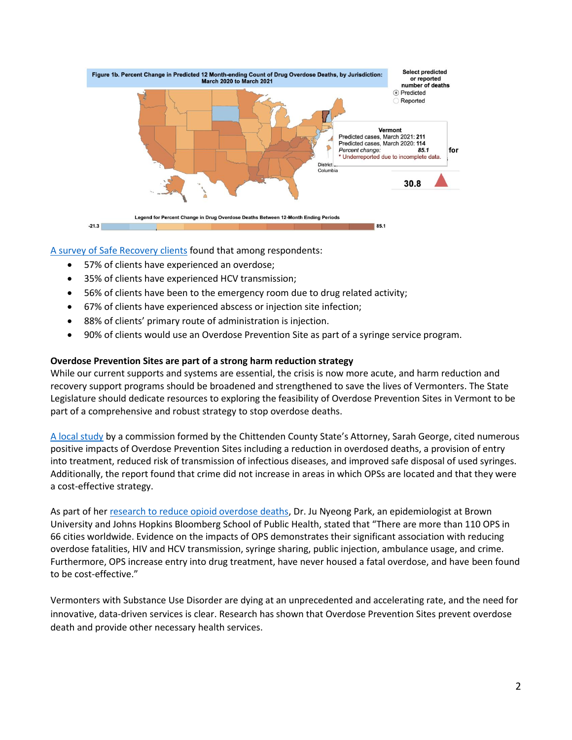Figure 1b. Percent Change in Predicted 12 Month-ending Count of Drug Overdose Deaths, by Jurisdiction: March 2020 to March 2021

Select predicted or reported number of deaths
- Predicted
- Reported

Vermont
Predicted cases, March 2021: **211**
Predicted cases, March 2020: **114**
*Percent change:* ***85.1***
* Underreported due to incomplete data.

**30.8**

Legend for Percent Change in Drug Overdose Deaths Between 12-Month Ending Periods

-21.3 — 85.1

A survey of Safe Recovery clients found that among respondents:

- 57% of clients have experienced an overdose;
- 35% of clients have experienced HCV transmission;
- 56% of clients have been to the emergency room due to drug related activity;
- 67% of clients have experienced abscess or injection site infection;
- 88% of clients' primary route of administration is injection.
- 90% of clients would use an Overdose Prevention Site as part of a syringe service program.

**Overdose Prevention Sites are part of a strong harm reduction strategy**

While our current supports and systems are essential, the crisis is now more acute, and harm reduction and recovery support programs should be broadened and strengthened to save the lives of Vermonters. The State Legislature should dedicate resources to exploring the feasibility of Overdose Prevention Sites in Vermont to be part of a comprehensive and robust strategy to stop overdose deaths.

A local study by a commission formed by the Chittenden County State's Attorney, Sarah George, cited numerous positive impacts of Overdose Prevention Sites including a reduction in overdosed deaths, a provision of entry into treatment, reduced risk of transmission of infectious diseases, and improved safe disposal of used syringes. Additionally, the report found that crime did not increase in areas in which OPSs are located and that they were a cost-effective strategy.

As part of her research to reduce opioid overdose deaths, Dr. Ju Nyeong Park, an epidemiologist at Brown University and Johns Hopkins Bloomberg School of Public Health, stated that "There are more than 110 OPS in 66 cities worldwide. Evidence on the impacts of OPS demonstrates their significant association with reducing overdose fatalities, HIV and HCV transmission, syringe sharing, public injection, ambulance usage, and crime. Furthermore, OPS increase entry into drug treatment, have never housed a fatal overdose, and have been found to be cost-effective."

Vermonters with Substance Use Disorder are dying at an unprecedented and accelerating rate, and the need for innovative, data-driven services is clear. Research has shown that Overdose Prevention Sites prevent overdose death and provide other necessary health services.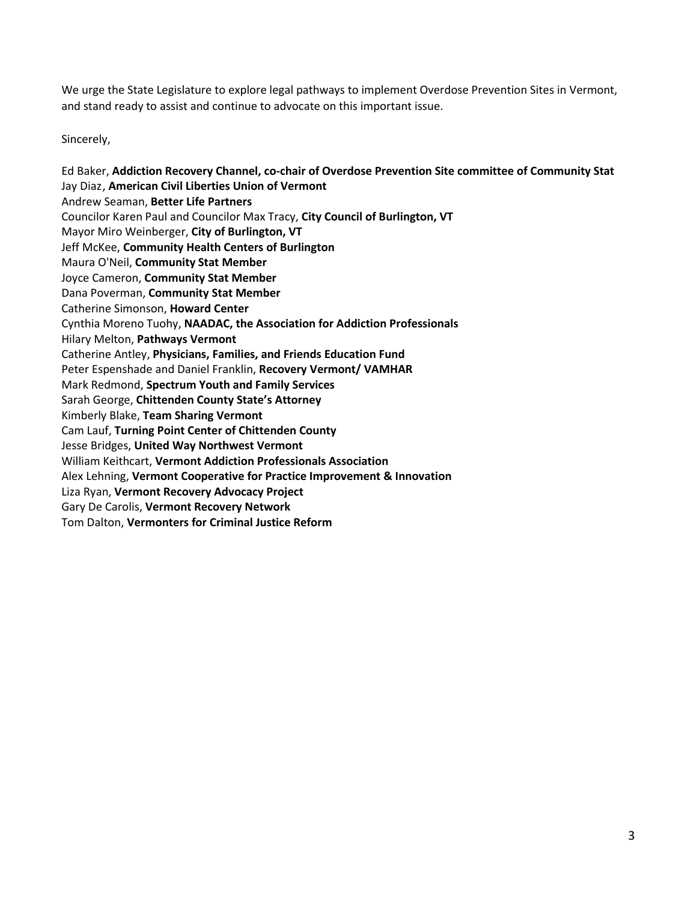We urge the State Legislature to explore legal pathways to implement Overdose Prevention Sites in Vermont, and stand ready to assist and continue to advocate on this important issue.

Sincerely,

Ed Baker, **Addiction Recovery Channel, co-chair of Overdose Prevention Site committee of Community Stat**  
Jay Diaz, **American Civil Liberties Union of Vermont**  
Andrew Seaman, **Better Life Partners**  
Councilor Karen Paul and Councilor Max Tracy, **City Council of Burlington, VT**  
Mayor Miro Weinberger, **City of Burlington, VT**  
Jeff McKee, **Community Health Centers of Burlington**  
Maura O'Neil, **Community Stat Member**  
Joyce Cameron, **Community Stat Member**  
Dana Poverman, **Community Stat Member**  
Catherine Simonson, **Howard Center**  
Cynthia Moreno Tuohy, **NAADAC, the Association for Addiction Professionals**  
Hilary Melton, **Pathways Vermont**  
Catherine Antley, **Physicians, Families, and Friends Education Fund**  
Peter Espenshade and Daniel Franklin, **Recovery Vermont/ VAMHAR**  
Mark Redmond, **Spectrum Youth and Family Services**  
Sarah George, **Chittenden County State's Attorney**  
Kimberly Blake, **Team Sharing Vermont**  
Cam Lauf, **Turning Point Center of Chittenden County**  
Jesse Bridges, **United Way Northwest Vermont**  
William Keithcart, **Vermont Addiction Professionals Association**  
Alex Lehning, **Vermont Cooperative for Practice Improvement & Innovation**  
Liza Ryan, **Vermont Recovery Advocacy Project**  
Gary De Carolis, **Vermont Recovery Network**  
Tom Dalton, **Vermonters for Criminal Justice Reform**